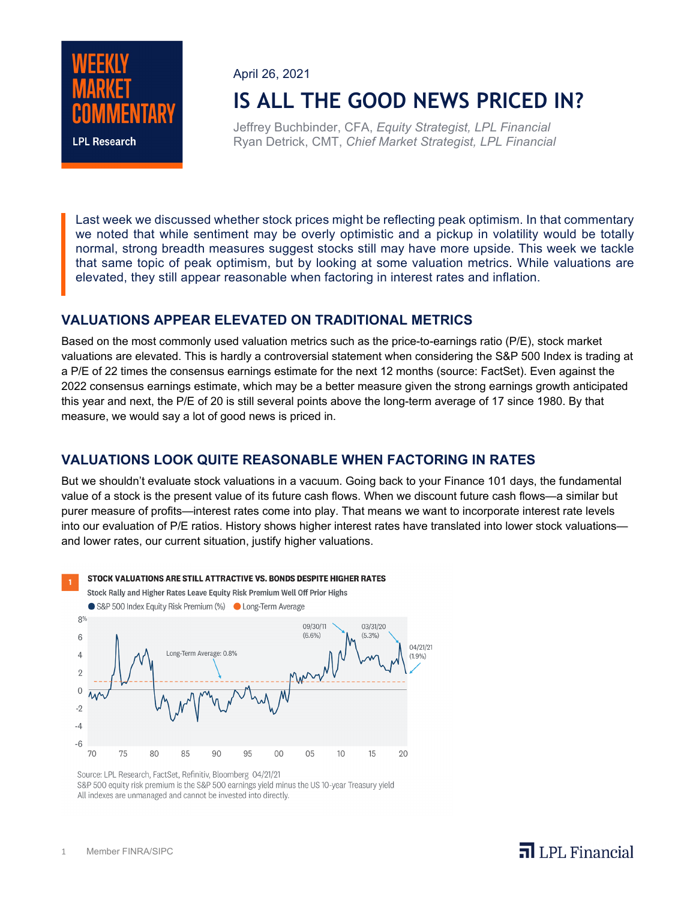# WEEKLY MARKET COMMENTARY

LPL Research

April 26, 2021

## IS ALL THE GOOD NEWS PRICED IN?

Jeffrey Buchbinder, CFA, *Equity Strategist, LPL Financial*
Ryan Detrick, CMT, *Chief Market Strategist, LPL Financial*

> Last week we discussed whether stock prices might be reflecting peak optimism. In that commentary we noted that while sentiment may be overly optimistic and a pickup in volatility would be totally normal, strong breadth measures suggest stocks still may have more upside. This week we tackle that same topic of peak optimism, but by looking at some valuation metrics. While valuations are elevated, they still appear reasonable when factoring in interest rates and inflation.

### VALUATIONS APPEAR ELEVATED ON TRADITIONAL METRICS

Based on the most commonly used valuation metrics such as the price-to-earnings ratio (P/E), stock market valuations are elevated. This is hardly a controversial statement when considering the S&P 500 Index is trading at a P/E of 22 times the consensus earnings estimate for the next 12 months (source: FactSet). Even against the 2022 consensus earnings estimate, which may be a better measure given the strong earnings growth anticipated this year and next, the P/E of 20 is still several points above the long-term average of 17 since 1980. By that measure, we would say a lot of good news is priced in.

### VALUATIONS LOOK QUITE REASONABLE WHEN FACTORING IN RATES

But we shouldn't evaluate stock valuations in a vacuum. Going back to your Finance 101 days, the fundamental value of a stock is the present value of its future cash flows. When we discount future cash flows—a similar but purer measure of profits—interest rates come into play. That means we want to incorporate interest rate levels into our evaluation of P/E ratios. History shows higher interest rates have translated into lower stock valuations—and lower rates, our current situation, justify higher valuations.

**1 STOCK VALUATIONS ARE STILL ATTRACTIVE VS. BONDS DESPITE HIGHER RATES**

Stock Rally and Higher Rates Leave Equity Risk Premium Well Off Prior Highs

● S&P 500 Index Equity Risk Premium (%) ● Long-Term Average

Long-Term Average: 0.8%; 09/30/11 (6.6%); 03/31/20 (5.3%); 04/21/21 (1.9%)

Source: LPL Research, FactSet, Refinitiv, Bloomberg 04/21/21
S&P 500 equity risk premium is the S&P 500 earnings yield minus the US 10-year Treasury yield
All indexes are unmanaged and cannot be invested into directly.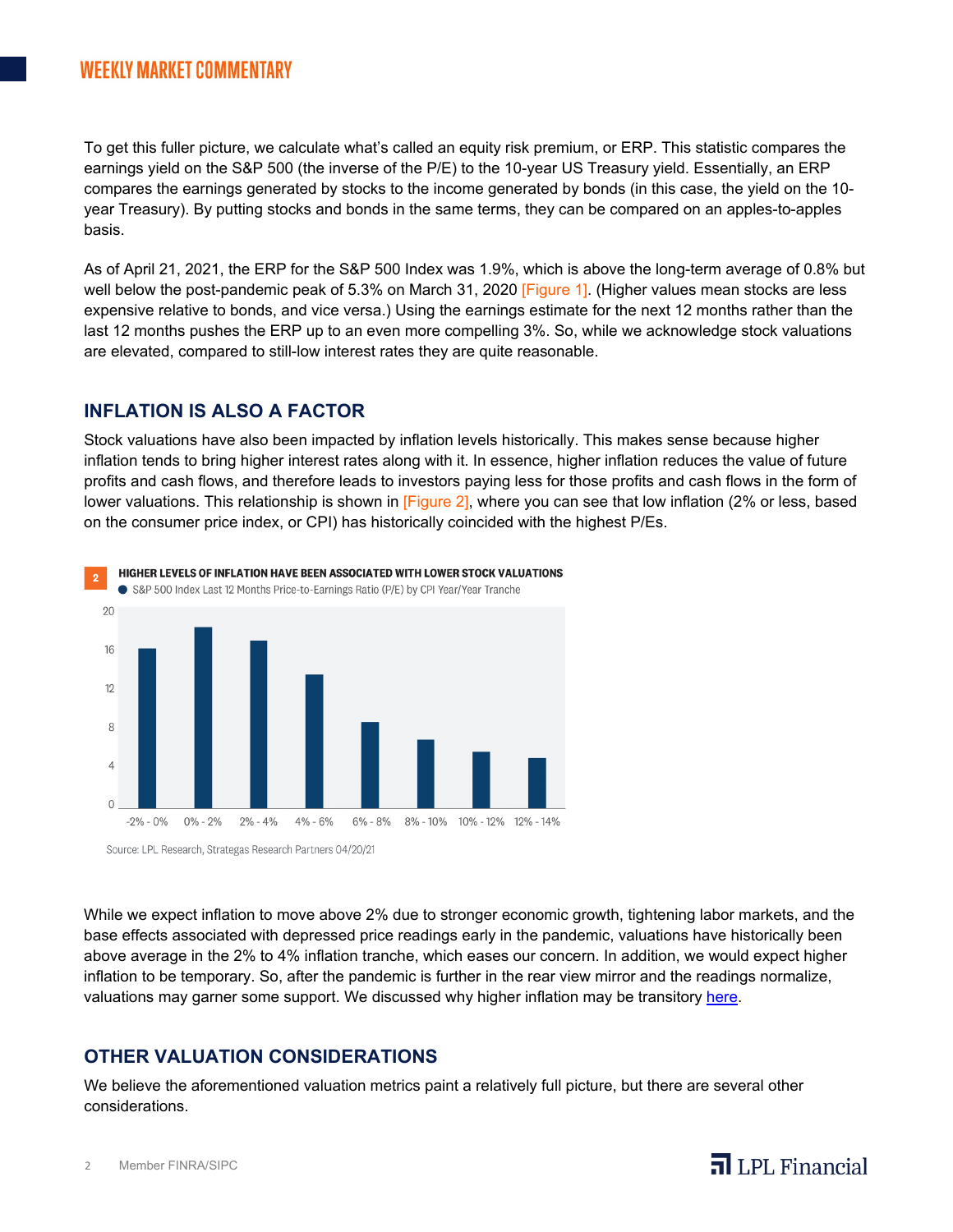To get this fuller picture, we calculate what's called an equity risk premium, or ERP. This statistic compares the earnings yield on the S&P 500 (the inverse of the P/E) to the 10-year US Treasury yield. Essentially, an ERP compares the earnings generated by stocks to the income generated by bonds (in this case, the yield on the 10-year Treasury). By putting stocks and bonds in the same terms, they can be compared on an apples-to-apples basis.

As of April 21, 2021, the ERP for the S&P 500 Index was 1.9%, which is above the long-term average of 0.8% but well below the post-pandemic peak of 5.3% on March 31, 2020 [Figure 1]. (Higher values mean stocks are less expensive relative to bonds, and vice versa.) Using the earnings estimate for the next 12 months rather than the last 12 months pushes the ERP up to an even more compelling 3%. So, while we acknowledge stock valuations are elevated, compared to still-low interest rates they are quite reasonable.

## INFLATION IS ALSO A FACTOR

Stock valuations have also been impacted by inflation levels historically. This makes sense because higher inflation tends to bring higher interest rates along with it. In essence, higher inflation reduces the value of future profits and cash flows, and therefore leads to investors paying less for those profits and cash flows in the form of lower valuations. This relationship is shown in [Figure 2], where you can see that low inflation (2% or less, based on the consumer price index, or CPI) has historically coincided with the highest P/Es.

**2 HIGHER LEVELS OF INFLATION HAVE BEEN ASSOCIATED WITH LOWER STOCK VALUATIONS**

● S&P 500 Index Last 12 Months Price-to-Earnings Ratio (P/E) by CPI Year/Year Tranche

| CPI Year/Year Tranche | P/E (approx.) |
|---|---|
| -2% - 0% | 16.3 |
| 0% - 2% | 18.5 |
| 2% - 4% | 17.1 |
| 4% - 6% | 13.6 |
| 6% - 8% | 8.7 |
| 8% - 10% | 6.9 |
| 10% - 12% | 5.7 |
| 12% - 14% | 5.0 |

Source: LPL Research, Strategas Research Partners 04/20/21

While we expect inflation to move above 2% due to stronger economic growth, tightening labor markets, and the base effects associated with depressed price readings early in the pandemic, valuations have historically been above average in the 2% to 4% inflation tranche, which eases our concern. In addition, we would expect higher inflation to be temporary. So, after the pandemic is further in the rear view mirror and the readings normalize, valuations may garner some support. We discussed why higher inflation may be transitory here.

## OTHER VALUATION CONSIDERATIONS

We believe the aforementioned valuation metrics paint a relatively full picture, but there are several other considerations.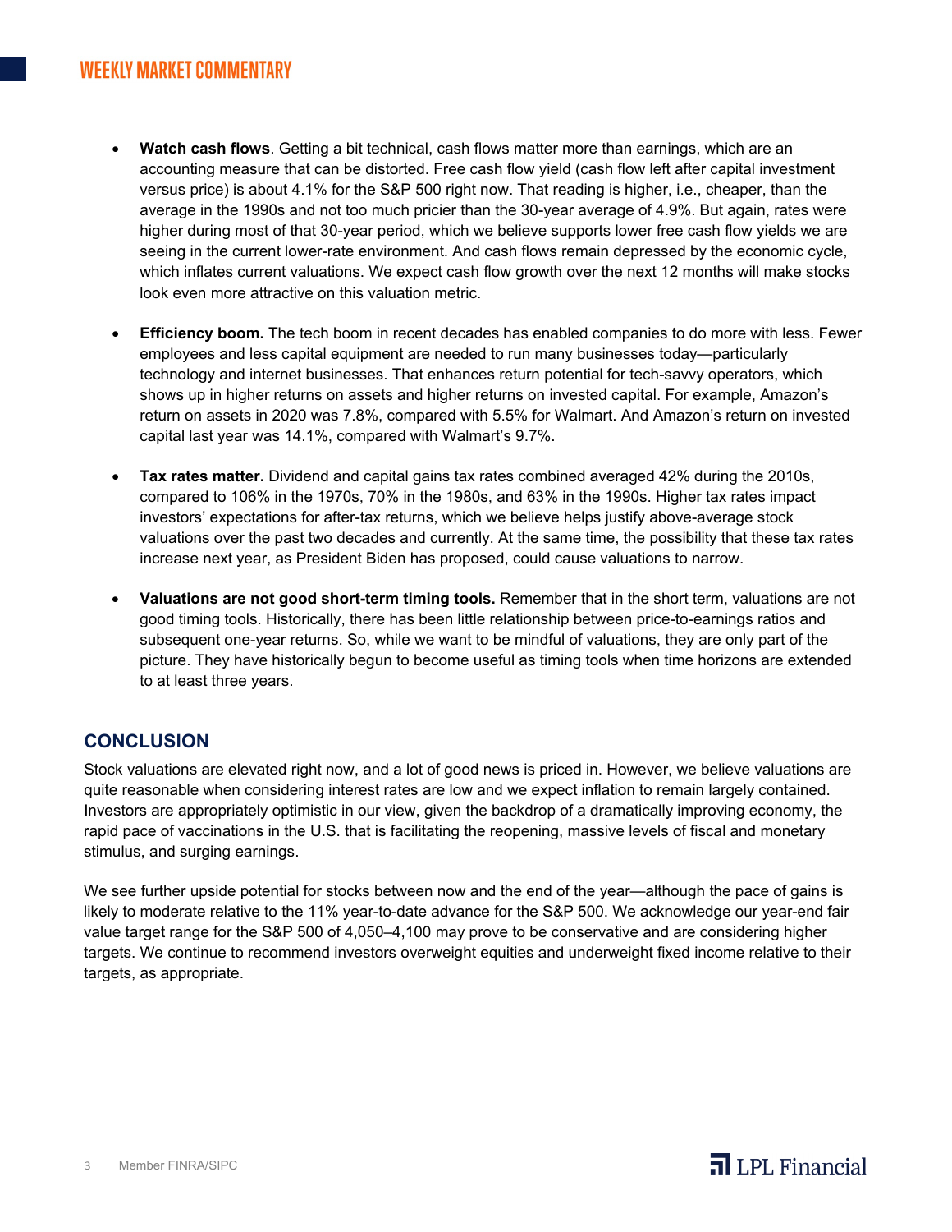- **Watch cash flows**. Getting a bit technical, cash flows matter more than earnings, which are an accounting measure that can be distorted. Free cash flow yield (cash flow left after capital investment versus price) is about 4.1% for the S&P 500 right now. That reading is higher, i.e., cheaper, than the average in the 1990s and not too much pricier than the 30-year average of 4.9%. But again, rates were higher during most of that 30-year period, which we believe supports lower free cash flow yields we are seeing in the current lower-rate environment. And cash flows remain depressed by the economic cycle, which inflates current valuations. We expect cash flow growth over the next 12 months will make stocks look even more attractive on this valuation metric.

- **Efficiency boom.** The tech boom in recent decades has enabled companies to do more with less. Fewer employees and less capital equipment are needed to run many businesses today—particularly technology and internet businesses. That enhances return potential for tech-savvy operators, which shows up in higher returns on assets and higher returns on invested capital. For example, Amazon's return on assets in 2020 was 7.8%, compared with 5.5% for Walmart. And Amazon's return on invested capital last year was 14.1%, compared with Walmart's 9.7%.

- **Tax rates matter.** Dividend and capital gains tax rates combined averaged 42% during the 2010s, compared to 106% in the 1970s, 70% in the 1980s, and 63% in the 1990s. Higher tax rates impact investors' expectations for after-tax returns, which we believe helps justify above-average stock valuations over the past two decades and currently. At the same time, the possibility that these tax rates increase next year, as President Biden has proposed, could cause valuations to narrow.

- **Valuations are not good short-term timing tools.** Remember that in the short term, valuations are not good timing tools. Historically, there has been little relationship between price-to-earnings ratios and subsequent one-year returns. So, while we want to be mindful of valuations, they are only part of the picture. They have historically begun to become useful as timing tools when time horizons are extended to at least three years.

## CONCLUSION

Stock valuations are elevated right now, and a lot of good news is priced in. However, we believe valuations are quite reasonable when considering interest rates are low and we expect inflation to remain largely contained. Investors are appropriately optimistic in our view, given the backdrop of a dramatically improving economy, the rapid pace of vaccinations in the U.S. that is facilitating the reopening, massive levels of fiscal and monetary stimulus, and surging earnings.

We see further upside potential for stocks between now and the end of the year—although the pace of gains is likely to moderate relative to the 11% year-to-date advance for the S&P 500. We acknowledge our year-end fair value target range for the S&P 500 of 4,050–4,100 may prove to be conservative and are considering higher targets. We continue to recommend investors overweight equities and underweight fixed income relative to their targets, as appropriate.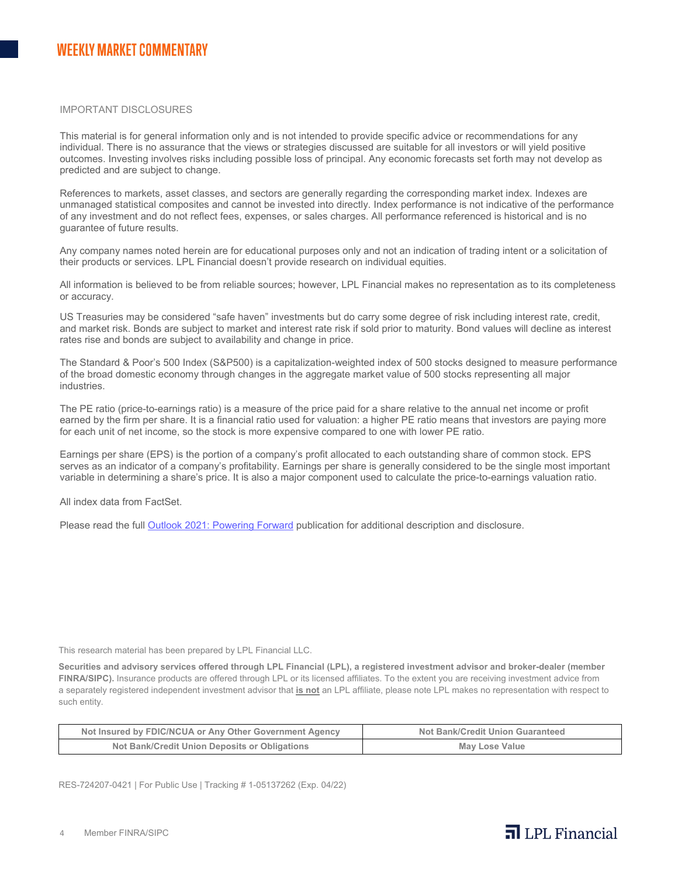IMPORTANT DISCLOSURES

This material is for general information only and is not intended to provide specific advice or recommendations for any individual. There is no assurance that the views or strategies discussed are suitable for all investors or will yield positive outcomes. Investing involves risks including possible loss of principal. Any economic forecasts set forth may not develop as predicted and are subject to change.

References to markets, asset classes, and sectors are generally regarding the corresponding market index. Indexes are unmanaged statistical composites and cannot be invested into directly. Index performance is not indicative of the performance of any investment and do not reflect fees, expenses, or sales charges. All performance referenced is historical and is no guarantee of future results.

Any company names noted herein are for educational purposes only and not an indication of trading intent or a solicitation of their products or services. LPL Financial doesn't provide research on individual equities.

All information is believed to be from reliable sources; however, LPL Financial makes no representation as to its completeness or accuracy.

US Treasuries may be considered "safe haven" investments but do carry some degree of risk including interest rate, credit, and market risk. Bonds are subject to market and interest rate risk if sold prior to maturity. Bond values will decline as interest rates rise and bonds are subject to availability and change in price.

The Standard & Poor's 500 Index (S&P500) is a capitalization-weighted index of 500 stocks designed to measure performance of the broad domestic economy through changes in the aggregate market value of 500 stocks representing all major industries.

The PE ratio (price-to-earnings ratio) is a measure of the price paid for a share relative to the annual net income or profit earned by the firm per share. It is a financial ratio used for valuation: a higher PE ratio means that investors are paying more for each unit of net income, so the stock is more expensive compared to one with lower PE ratio.

Earnings per share (EPS) is the portion of a company's profit allocated to each outstanding share of common stock. EPS serves as an indicator of a company's profitability. Earnings per share is generally considered to be the single most important variable in determining a share's price. It is also a major component used to calculate the price-to-earnings valuation ratio.

All index data from FactSet.

Please read the full Outlook 2021: Powering Forward publication for additional description and disclosure.

This research material has been prepared by LPL Financial LLC.

**Securities and advisory services offered through LPL Financial (LPL), a registered investment advisor and broker-dealer (member FINRA/SIPC).** Insurance products are offered through LPL or its licensed affiliates. To the extent you are receiving investment advice from a separately registered independent investment advisor that **is not** an LPL affiliate, please note LPL makes no representation with respect to such entity.

| | |
|---|---|
| **Not Insured by FDIC/NCUA or Any Other Government Agency** | **Not Bank/Credit Union Guaranteed** |
| **Not Bank/Credit Union Deposits or Obligations** | **May Lose Value** |

RES-724207-0421 | For Public Use | Tracking # 1-05137262 (Exp. 04/22)